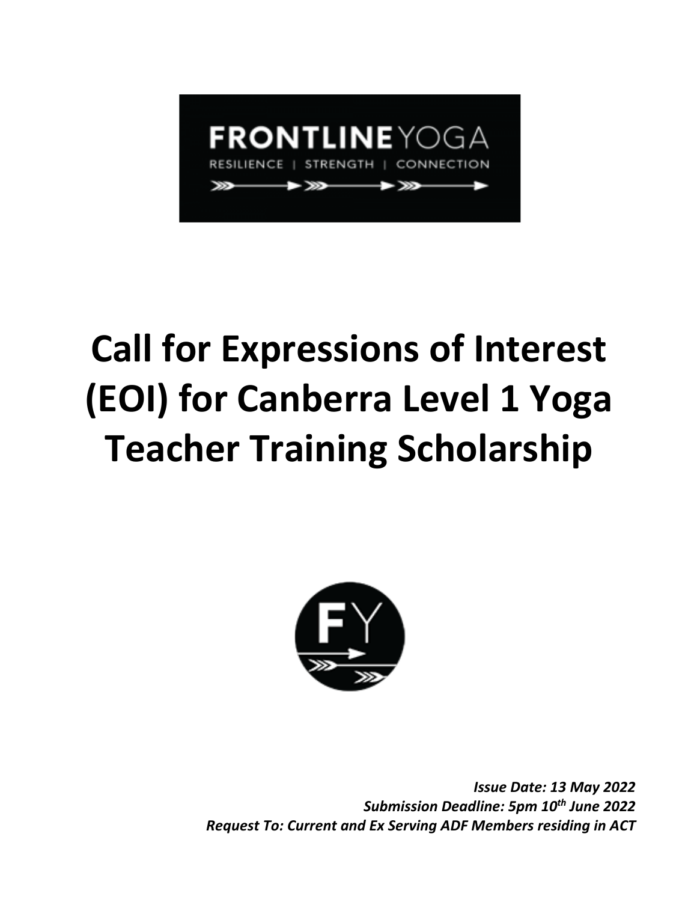FRONTLINE YOGA

RESILIENCE | STRENGTH | CONNECTION

# Call for Expressions of Interest (EOI) for Canberra Level 1 Yoga Teacher Training Scholarship

***Issue Date: 13 May 2022***

***Submission Deadline: 5pm 10th June 2022***

***Request To: Current and Ex Serving ADF Members residing in ACT***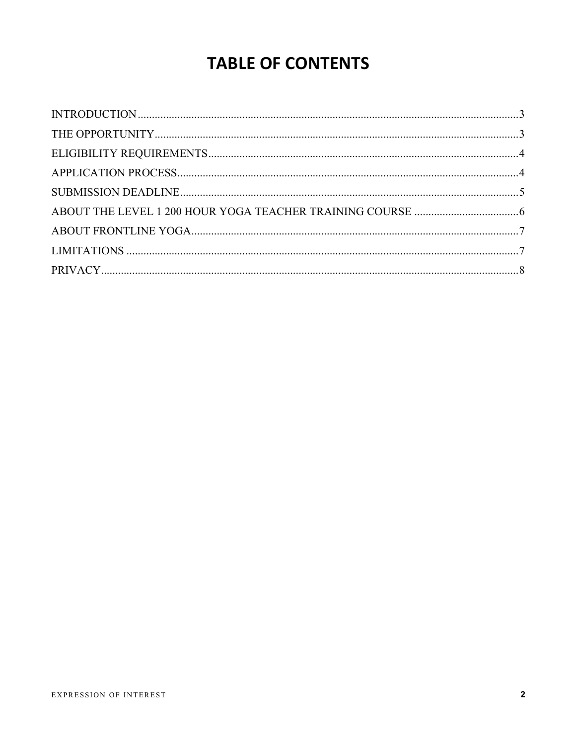# TABLE OF CONTENTS

INTRODUCTION ....................................................................................................................... 3
THE OPPORTUNITY ................................................................................................................. 3
ELIGIBILITY REQUIREMENTS .............................................................................................. 4
APPLICATION PROCESS ......................................................................................................... 4
SUBMISSION DEADLINE ........................................................................................................ 5
ABOUT THE LEVEL 1 200 HOUR YOGA TEACHER TRAINING COURSE ..................................... 6
ABOUT FRONTLINE YOGA .................................................................................................... 7
LIMITATIONS ........................................................................................................................... 7
PRIVACY .................................................................................................................................... 8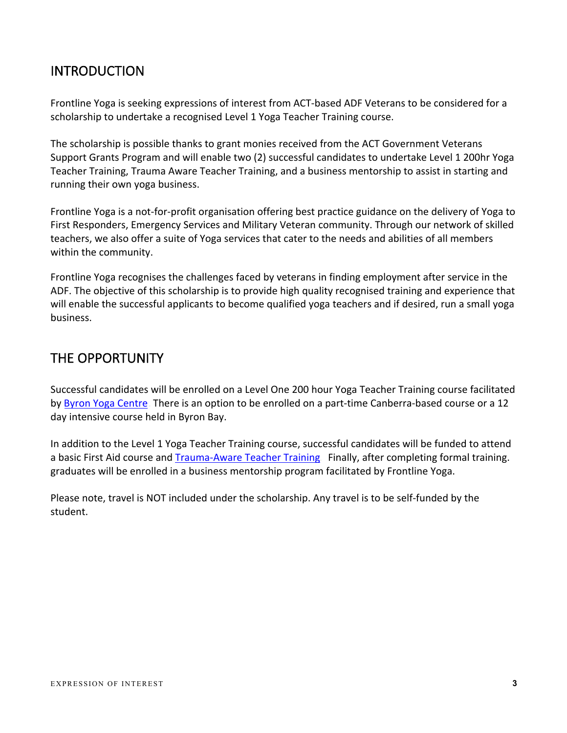## INTRODUCTION

Frontline Yoga is seeking expressions of interest from ACT-based ADF Veterans to be considered for a scholarship to undertake a recognised Level 1 Yoga Teacher Training course.

The scholarship is possible thanks to grant monies received from the ACT Government Veterans Support Grants Program and will enable two (2) successful candidates to undertake Level 1 200hr Yoga Teacher Training, Trauma Aware Teacher Training, and a business mentorship to assist in starting and running their own yoga business.

Frontline Yoga is a not-for-profit organisation offering best practice guidance on the delivery of Yoga to First Responders, Emergency Services and Military Veteran community. Through our network of skilled teachers, we also offer a suite of Yoga services that cater to the needs and abilities of all members within the community.

Frontline Yoga recognises the challenges faced by veterans in finding employment after service in the ADF. The objective of this scholarship is to provide high quality recognised training and experience that will enable the successful applicants to become qualified yoga teachers and if desired, run a small yoga business.

## THE OPPORTUNITY

Successful candidates will be enrolled on a Level One 200 hour Yoga Teacher Training course facilitated by Byron Yoga Centre There is an option to be enrolled on a part-time Canberra-based course or a 12 day intensive course held in Byron Bay.

In addition to the Level 1 Yoga Teacher Training course, successful candidates will be funded to attend a basic First Aid course and Trauma-Aware Teacher Training Finally, after completing formal training. graduates will be enrolled in a business mentorship program facilitated by Frontline Yoga.

Please note, travel is NOT included under the scholarship. Any travel is to be self-funded by the student.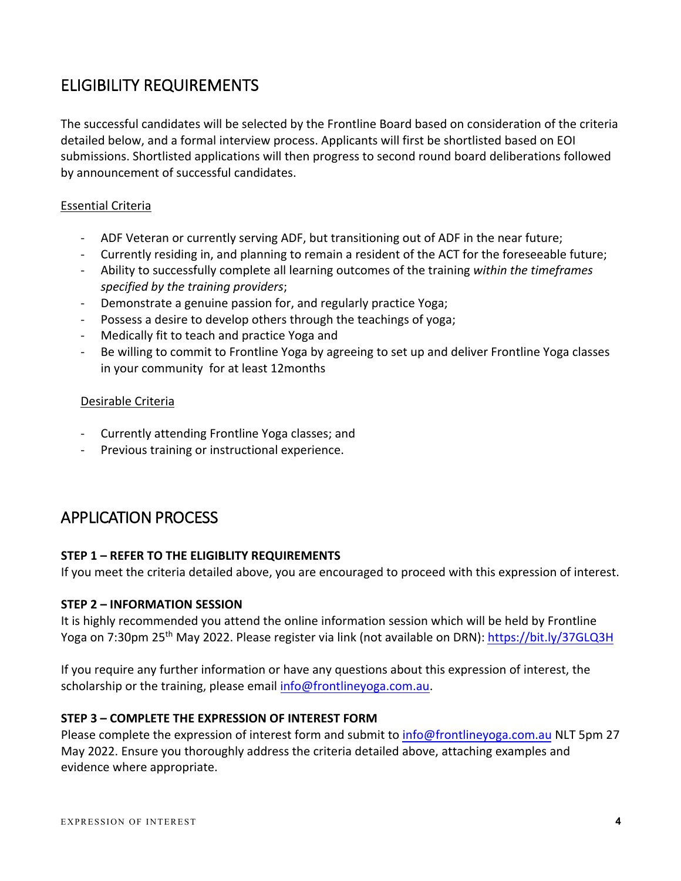## ELIGIBILITY REQUIREMENTS

The successful candidates will be selected by the Frontline Board based on consideration of the criteria detailed below, and a formal interview process. Applicants will first be shortlisted based on EOI submissions. Shortlisted applications will then progress to second round board deliberations followed by announcement of successful candidates.

Essential Criteria

- ADF Veteran or currently serving ADF, but transitioning out of ADF in the near future;
- Currently residing in, and planning to remain a resident of the ACT for the foreseeable future;
- Ability to successfully complete all learning outcomes of the training *within the timeframes specified by the training providers*;
- Demonstrate a genuine passion for, and regularly practice Yoga;
- Possess a desire to develop others through the teachings of yoga;
- Medically fit to teach and practice Yoga and
- Be willing to commit to Frontline Yoga by agreeing to set up and deliver Frontline Yoga classes in your community for at least 12months

Desirable Criteria

- Currently attending Frontline Yoga classes; and
- Previous training or instructional experience.

## APPLICATION PROCESS

**STEP 1 – REFER TO THE ELIGIBLITY REQUIREMENTS**

If you meet the criteria detailed above, you are encouraged to proceed with this expression of interest.

**STEP 2 – INFORMATION SESSION**

It is highly recommended you attend the online information session which will be held by Frontline Yoga on 7:30pm 25th May 2022. Please register via link (not available on DRN): https://bit.ly/37GLQ3H

If you require any further information or have any questions about this expression of interest, the scholarship or the training, please email info@frontlineyoga.com.au.

**STEP 3 – COMPLETE THE EXPRESSION OF INTEREST FORM**

Please complete the expression of interest form and submit to info@frontlineyoga.com.au NLT 5pm 27 May 2022. Ensure you thoroughly address the criteria detailed above, attaching examples and evidence where appropriate.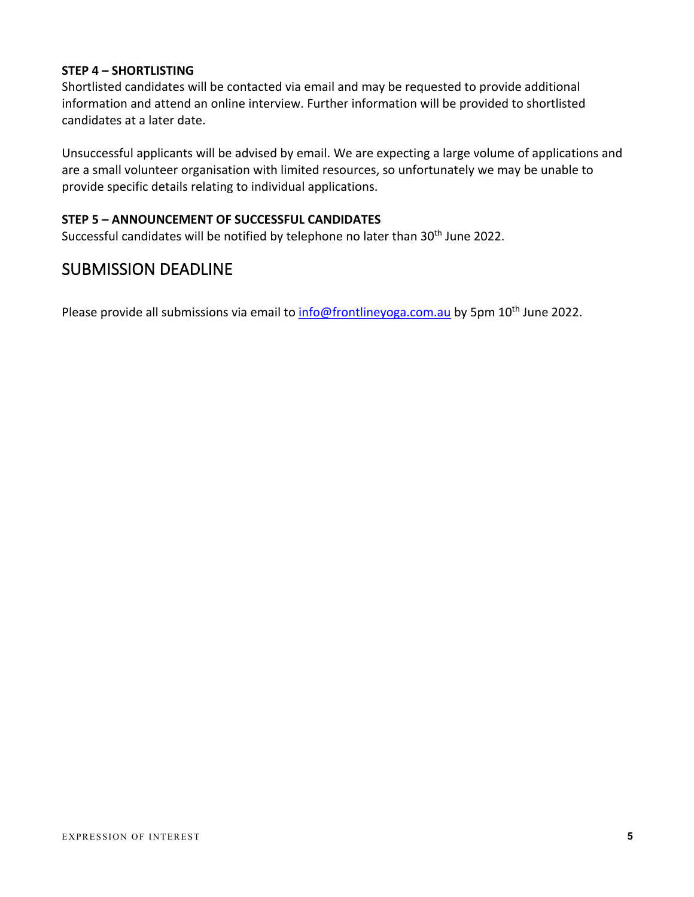**STEP 4 – SHORTLISTING**

Shortlisted candidates will be contacted via email and may be requested to provide additional information and attend an online interview. Further information will be provided to shortlisted candidates at a later date.

Unsuccessful applicants will be advised by email. We are expecting a large volume of applications and are a small volunteer organisation with limited resources, so unfortunately we may be unable to provide specific details relating to individual applications.

**STEP 5 – ANNOUNCEMENT OF SUCCESSFUL CANDIDATES**

Successful candidates will be notified by telephone no later than 30th June 2022.

## SUBMISSION DEADLINE

Please provide all submissions via email to info@frontlineyoga.com.au by 5pm 10th June 2022.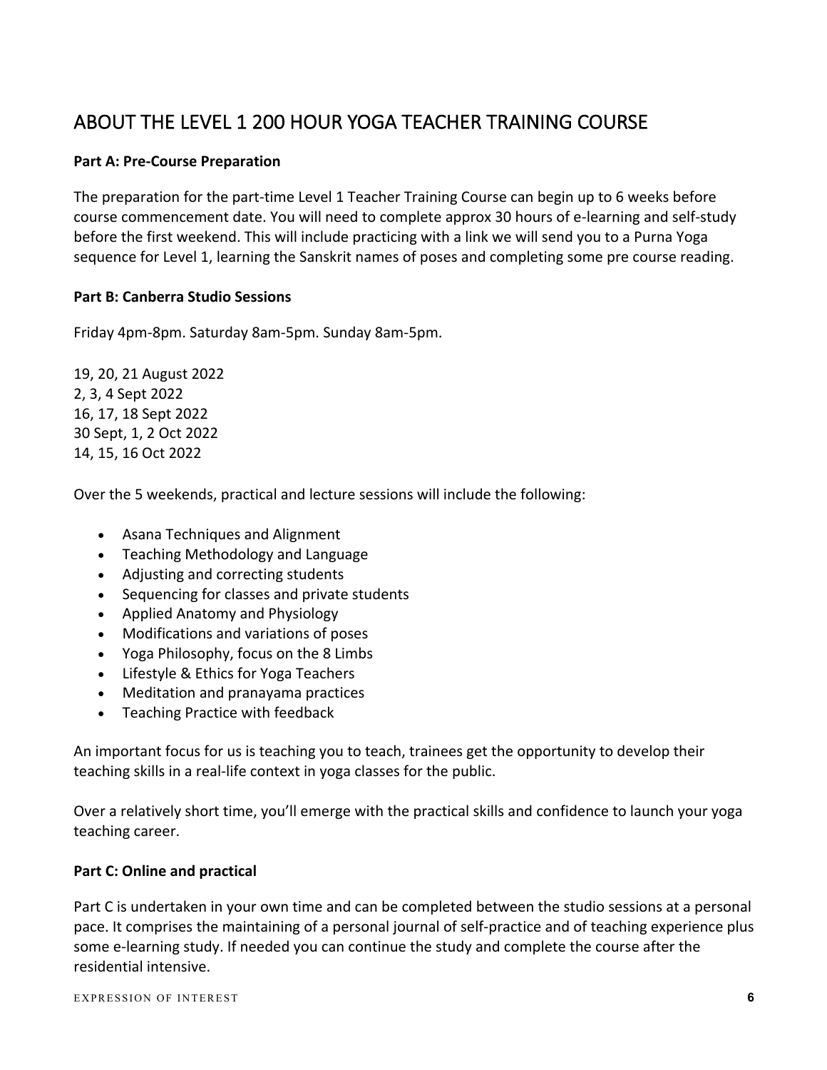## ABOUT THE LEVEL 1 200 HOUR YOGA TEACHER TRAINING COURSE

**Part A: Pre-Course Preparation**

The preparation for the part-time Level 1 Teacher Training Course can begin up to 6 weeks before course commencement date. You will need to complete approx 30 hours of e-learning and self-study before the first weekend. This will include practicing with a link we will send you to a Purna Yoga sequence for Level 1, learning the Sanskrit names of poses and completing some pre course reading.

**Part B: Canberra Studio Sessions**

Friday 4pm-8pm. Saturday 8am-5pm. Sunday 8am-5pm.

19, 20, 21 August 2022
2, 3, 4 Sept 2022
16, 17, 18 Sept 2022
30 Sept, 1, 2 Oct 2022
14, 15, 16 Oct 2022

Over the 5 weekends, practical and lecture sessions will include the following:

- Asana Techniques and Alignment
- Teaching Methodology and Language
- Adjusting and correcting students
- Sequencing for classes and private students
- Applied Anatomy and Physiology
- Modifications and variations of poses
- Yoga Philosophy, focus on the 8 Limbs
- Lifestyle & Ethics for Yoga Teachers
- Meditation and pranayama practices
- Teaching Practice with feedback

An important focus for us is teaching you to teach, trainees get the opportunity to develop their teaching skills in a real-life context in yoga classes for the public.

Over a relatively short time, you'll emerge with the practical skills and confidence to launch your yoga teaching career.

**Part C: Online and practical**

Part C is undertaken in your own time and can be completed between the studio sessions at a personal pace. It comprises the maintaining of a personal journal of self-practice and of teaching experience plus some e-learning study. If needed you can continue the study and complete the course after the residential intensive.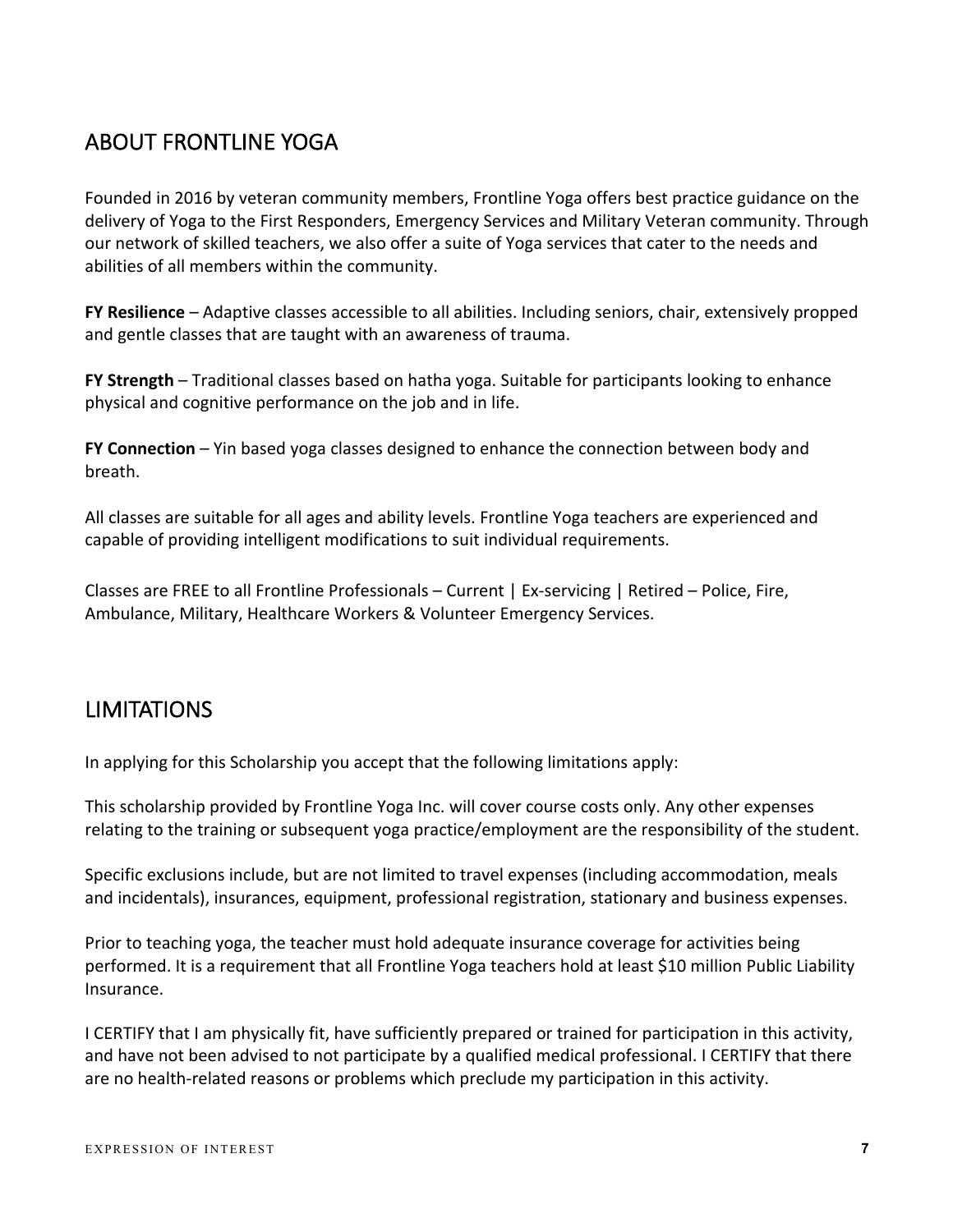## ABOUT FRONTLINE YOGA

Founded in 2016 by veteran community members, Frontline Yoga offers best practice guidance on the delivery of Yoga to the First Responders, Emergency Services and Military Veteran community. Through our network of skilled teachers, we also offer a suite of Yoga services that cater to the needs and abilities of all members within the community.

**FY Resilience** – Adaptive classes accessible to all abilities. Including seniors, chair, extensively propped and gentle classes that are taught with an awareness of trauma.

**FY Strength** – Traditional classes based on hatha yoga. Suitable for participants looking to enhance physical and cognitive performance on the job and in life.

**FY Connection** – Yin based yoga classes designed to enhance the connection between body and breath.

All classes are suitable for all ages and ability levels. Frontline Yoga teachers are experienced and capable of providing intelligent modifications to suit individual requirements.

Classes are FREE to all Frontline Professionals – Current | Ex-servicing | Retired – Police, Fire, Ambulance, Military, Healthcare Workers & Volunteer Emergency Services.

## LIMITATIONS

In applying for this Scholarship you accept that the following limitations apply:

This scholarship provided by Frontline Yoga Inc. will cover course costs only. Any other expenses relating to the training or subsequent yoga practice/employment are the responsibility of the student.

Specific exclusions include, but are not limited to travel expenses (including accommodation, meals and incidentals), insurances, equipment, professional registration, stationary and business expenses.

Prior to teaching yoga, the teacher must hold adequate insurance coverage for activities being performed. It is a requirement that all Frontline Yoga teachers hold at least $10 million Public Liability Insurance.

I CERTIFY that I am physically fit, have sufficiently prepared or trained for participation in this activity, and have not been advised to not participate by a qualified medical professional. I CERTIFY that there are no health-related reasons or problems which preclude my participation in this activity.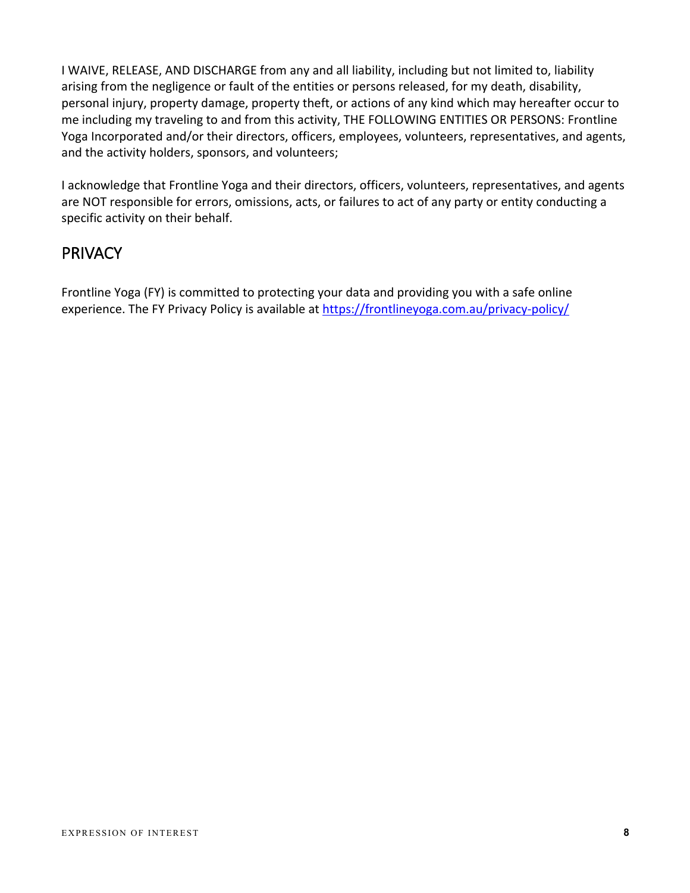I WAIVE, RELEASE, AND DISCHARGE from any and all liability, including but not limited to, liability arising from the negligence or fault of the entities or persons released, for my death, disability, personal injury, property damage, property theft, or actions of any kind which may hereafter occur to me including my traveling to and from this activity, THE FOLLOWING ENTITIES OR PERSONS: Frontline Yoga Incorporated and/or their directors, officers, employees, volunteers, representatives, and agents, and the activity holders, sponsors, and volunteers;

I acknowledge that Frontline Yoga and their directors, officers, volunteers, representatives, and agents are NOT responsible for errors, omissions, acts, or failures to act of any party or entity conducting a specific activity on their behalf.

## PRIVACY

Frontline Yoga (FY) is committed to protecting your data and providing you with a safe online experience. The FY Privacy Policy is available at [https://frontlineyoga.com.au/privacy-policy/](https://frontlineyoga.com.au/privacy-policy/)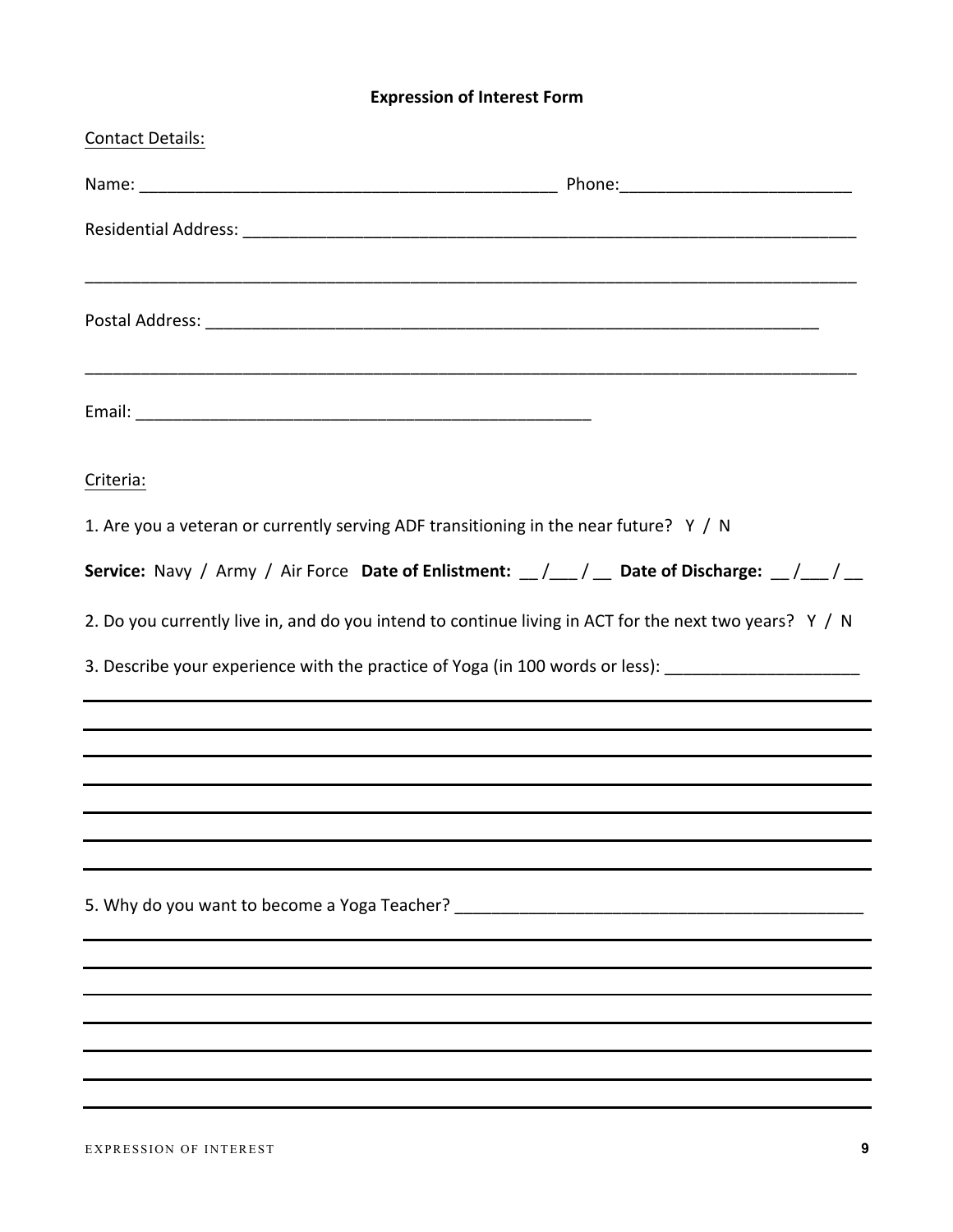# Expression of Interest Form

Contact Details:

Name: _____________________________________________ Phone:_________________________

Residential Address: _____________________________________________________________________

_______________________________________________________________________________________

Postal Address: _____________________________________________________________________

_______________________________________________________________________________________

Email: __________________________________________________

Criteria:

1. Are you a veteran or currently serving ADF transitioning in the near future? Y / N

**Service:** Navy / Army / Air Force **Date of Enlistment:** __ /___ / __ **Date of Discharge:** __ /___ / __

2. Do you currently live in, and do you intend to continue living in ACT for the next two years? Y / N

3. Describe your experience with the practice of Yoga (in 100 words or less): _____________________

_______________________________________________________________________________________

_______________________________________________________________________________________

_______________________________________________________________________________________

_______________________________________________________________________________________

_______________________________________________________________________________________

_______________________________________________________________________________________

5. Why do you want to become a Yoga Teacher? _____________________________________________

_______________________________________________________________________________________

_______________________________________________________________________________________

_______________________________________________________________________________________

_______________________________________________________________________________________

_______________________________________________________________________________________

_______________________________________________________________________________________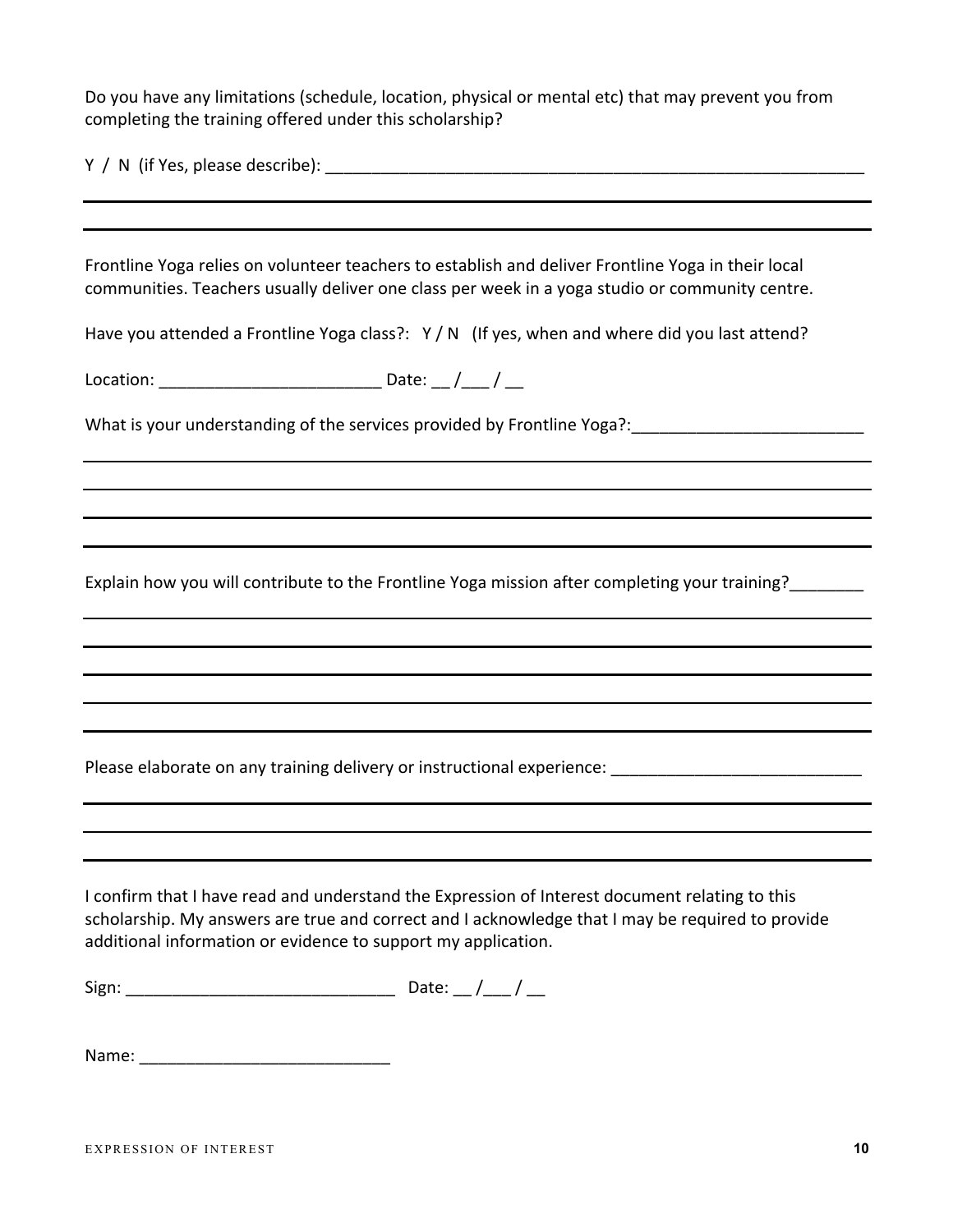Do you have any limitations (schedule, location, physical or mental etc) that may prevent you from completing the training offered under this scholarship?

Y / N (if Yes, please describe): ____________________________________________________________

____________________________________________________________

____________________________________________________________

Frontline Yoga relies on volunteer teachers to establish and deliver Frontline Yoga in their local communities. Teachers usually deliver one class per week in a yoga studio or community centre.

Have you attended a Frontline Yoga class?: Y / N (If yes, when and where did you last attend?

Location: ________________________ Date: __ /___ / __

What is your understanding of the services provided by Frontline Yoga?:_________________________

____________________________________________________________

____________________________________________________________

____________________________________________________________

____________________________________________________________

Explain how you will contribute to the Frontline Yoga mission after completing your training?________

____________________________________________________________

____________________________________________________________

____________________________________________________________

____________________________________________________________

____________________________________________________________

Please elaborate on any training delivery or instructional experience: ___________________________

____________________________________________________________

____________________________________________________________

____________________________________________________________

I confirm that I have read and understand the Expression of Interest document relating to this scholarship. My answers are true and correct and I acknowledge that I may be required to provide additional information or evidence to support my application.

Sign: _____________________________ Date: __ /___ / __

Name: ___________________________